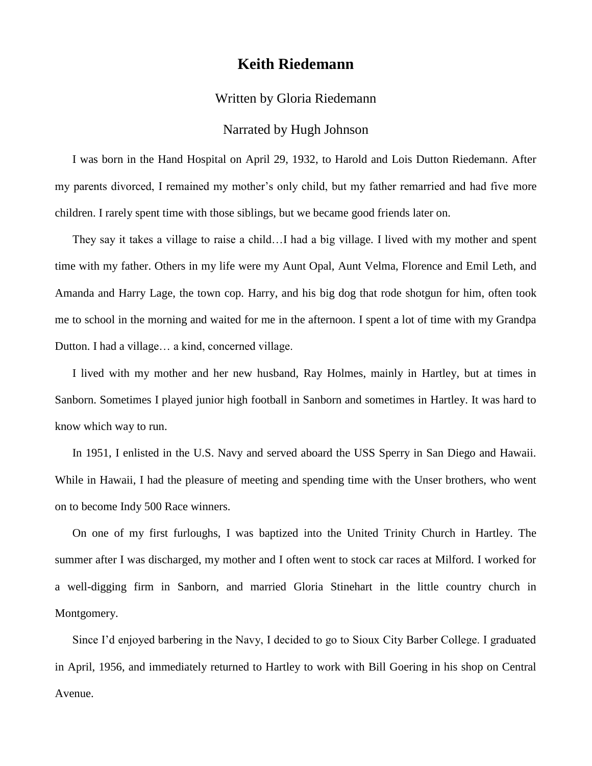# Keith Riedemann

Written by Gloria Riedemann

Narrated by Hugh Johnson

I was born in the Hand Hospital on April 29, 1932, to Harold and Lois Dutton Riedemann. After my parents divorced, I remained my mother's only child, but my father remarried and had five more children. I rarely spent time with those siblings, but we became good friends later on.

They say it takes a village to raise a child…I had a big village. I lived with my mother and spent time with my father. Others in my life were my Aunt Opal, Aunt Velma, Florence and Emil Leth, and Amanda and Harry Lage, the town cop. Harry, and his big dog that rode shotgun for him, often took me to school in the morning and waited for me in the afternoon. I spent a lot of time with my Grandpa Dutton. I had a village… a kind, concerned village.

I lived with my mother and her new husband, Ray Holmes, mainly in Hartley, but at times in Sanborn. Sometimes I played junior high football in Sanborn and sometimes in Hartley. It was hard to know which way to run.

In 1951, I enlisted in the U.S. Navy and served aboard the USS Sperry in San Diego and Hawaii. While in Hawaii, I had the pleasure of meeting and spending time with the Unser brothers, who went on to become Indy 500 Race winners.

On one of my first furloughs, I was baptized into the United Trinity Church in Hartley. The summer after I was discharged, my mother and I often went to stock car races at Milford. I worked for a well-digging firm in Sanborn, and married Gloria Stinehart in the little country church in Montgomery.

Since I'd enjoyed barbering in the Navy, I decided to go to Sioux City Barber College. I graduated in April, 1956, and immediately returned to Hartley to work with Bill Goering in his shop on Central Avenue.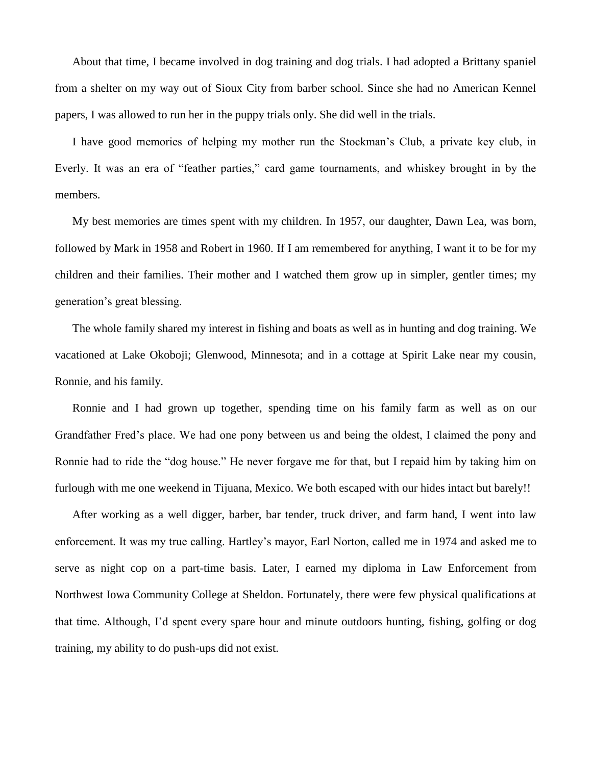About that time, I became involved in dog training and dog trials. I had adopted a Brittany spaniel from a shelter on my way out of Sioux City from barber school. Since she had no American Kennel papers, I was allowed to run her in the puppy trials only. She did well in the trials.

I have good memories of helping my mother run the Stockman's Club, a private key club, in Everly. It was an era of "feather parties," card game tournaments, and whiskey brought in by the members.

My best memories are times spent with my children. In 1957, our daughter, Dawn Lea, was born, followed by Mark in 1958 and Robert in 1960. If I am remembered for anything, I want it to be for my children and their families. Their mother and I watched them grow up in simpler, gentler times; my generation's great blessing.

The whole family shared my interest in fishing and boats as well as in hunting and dog training. We vacationed at Lake Okoboji; Glenwood, Minnesota; and in a cottage at Spirit Lake near my cousin, Ronnie, and his family.

Ronnie and I had grown up together, spending time on his family farm as well as on our Grandfather Fred's place. We had one pony between us and being the oldest, I claimed the pony and Ronnie had to ride the "dog house." He never forgave me for that, but I repaid him by taking him on furlough with me one weekend in Tijuana, Mexico. We both escaped with our hides intact but barely!!

After working as a well digger, barber, bar tender, truck driver, and farm hand, I went into law enforcement. It was my true calling. Hartley's mayor, Earl Norton, called me in 1974 and asked me to serve as night cop on a part-time basis. Later, I earned my diploma in Law Enforcement from Northwest Iowa Community College at Sheldon. Fortunately, there were few physical qualifications at that time. Although, I'd spent every spare hour and minute outdoors hunting, fishing, golfing or dog training, my ability to do push-ups did not exist.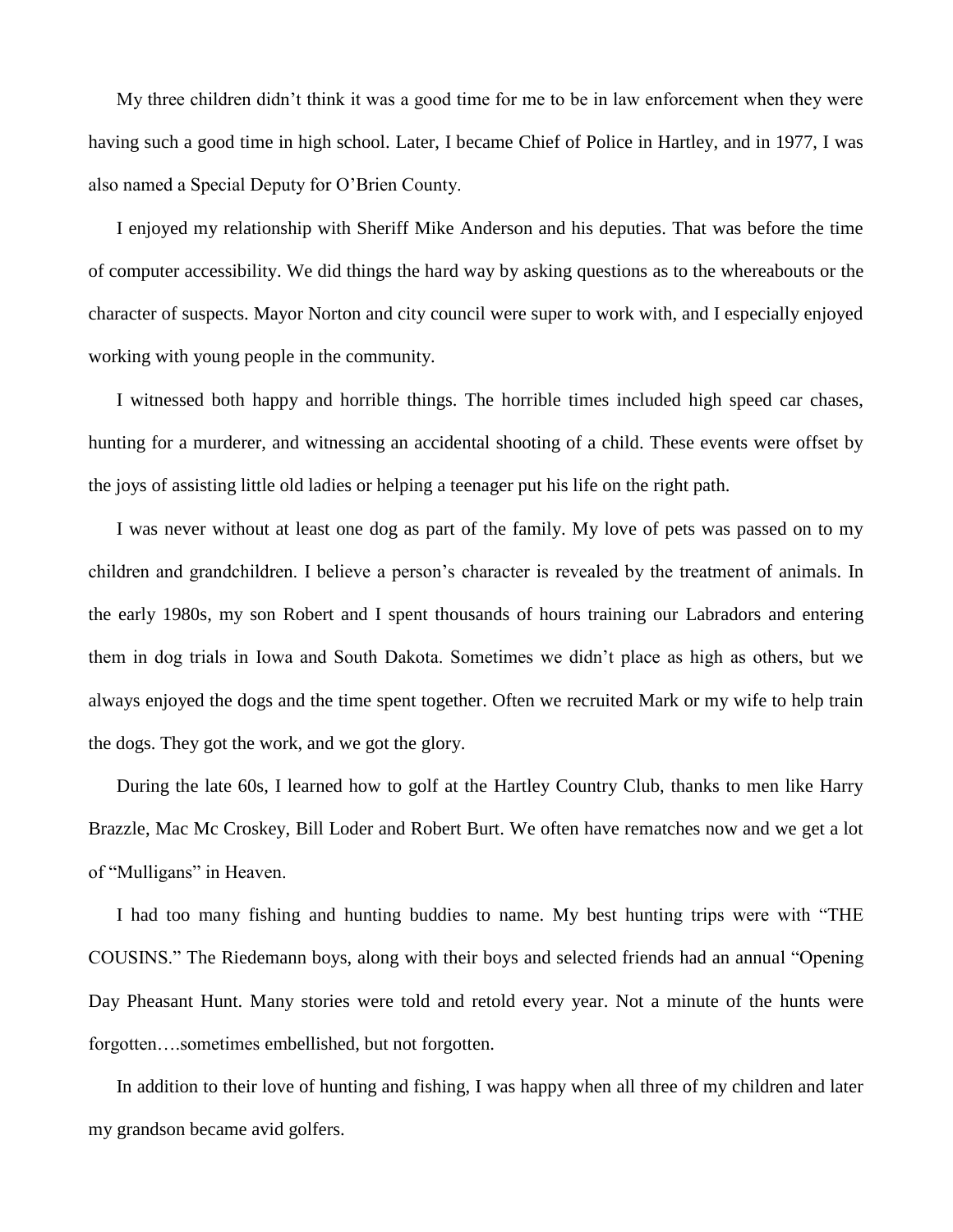My three children didn't think it was a good time for me to be in law enforcement when they were having such a good time in high school. Later, I became Chief of Police in Hartley, and in 1977, I was also named a Special Deputy for O'Brien County.

I enjoyed my relationship with Sheriff Mike Anderson and his deputies. That was before the time of computer accessibility. We did things the hard way by asking questions as to the whereabouts or the character of suspects. Mayor Norton and city council were super to work with, and I especially enjoyed working with young people in the community.

I witnessed both happy and horrible things. The horrible times included high speed car chases, hunting for a murderer, and witnessing an accidental shooting of a child. These events were offset by the joys of assisting little old ladies or helping a teenager put his life on the right path.

I was never without at least one dog as part of the family. My love of pets was passed on to my children and grandchildren. I believe a person's character is revealed by the treatment of animals. In the early 1980s, my son Robert and I spent thousands of hours training our Labradors and entering them in dog trials in Iowa and South Dakota. Sometimes we didn't place as high as others, but we always enjoyed the dogs and the time spent together. Often we recruited Mark or my wife to help train the dogs. They got the work, and we got the glory.

During the late 60s, I learned how to golf at the Hartley Country Club, thanks to men like Harry Brazzle, Mac Mc Croskey, Bill Loder and Robert Burt. We often have rematches now and we get a lot of "Mulligans" in Heaven.

I had too many fishing and hunting buddies to name. My best hunting trips were with "THE COUSINS." The Riedemann boys, along with their boys and selected friends had an annual "Opening Day Pheasant Hunt. Many stories were told and retold every year. Not a minute of the hunts were forgotten….sometimes embellished, but not forgotten.

In addition to their love of hunting and fishing, I was happy when all three of my children and later my grandson became avid golfers.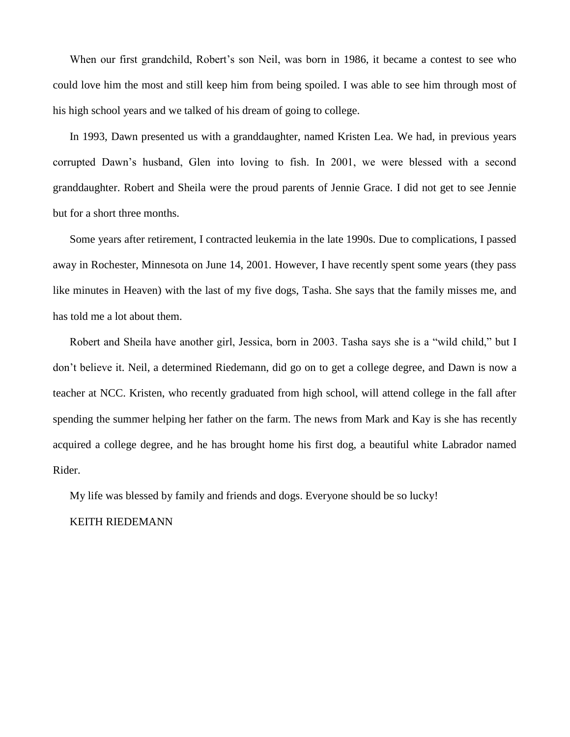When our first grandchild, Robert's son Neil, was born in 1986, it became a contest to see who could love him the most and still keep him from being spoiled. I was able to see him through most of his high school years and we talked of his dream of going to college.

In 1993, Dawn presented us with a granddaughter, named Kristen Lea. We had, in previous years corrupted Dawn's husband, Glen into loving to fish. In 2001, we were blessed with a second granddaughter. Robert and Sheila were the proud parents of Jennie Grace. I did not get to see Jennie but for a short three months.

Some years after retirement, I contracted leukemia in the late 1990s. Due to complications, I passed away in Rochester, Minnesota on June 14, 2001. However, I have recently spent some years (they pass like minutes in Heaven) with the last of my five dogs, Tasha. She says that the family misses me, and has told me a lot about them.

Robert and Sheila have another girl, Jessica, born in 2003. Tasha says she is a "wild child," but I don't believe it. Neil, a determined Riedemann, did go on to get a college degree, and Dawn is now a teacher at NCC. Kristen, who recently graduated from high school, will attend college in the fall after spending the summer helping her father on the farm. The news from Mark and Kay is she has recently acquired a college degree, and he has brought home his first dog, a beautiful white Labrador named Rider.

My life was blessed by family and friends and dogs. Everyone should be so lucky!

KEITH RIEDEMANN